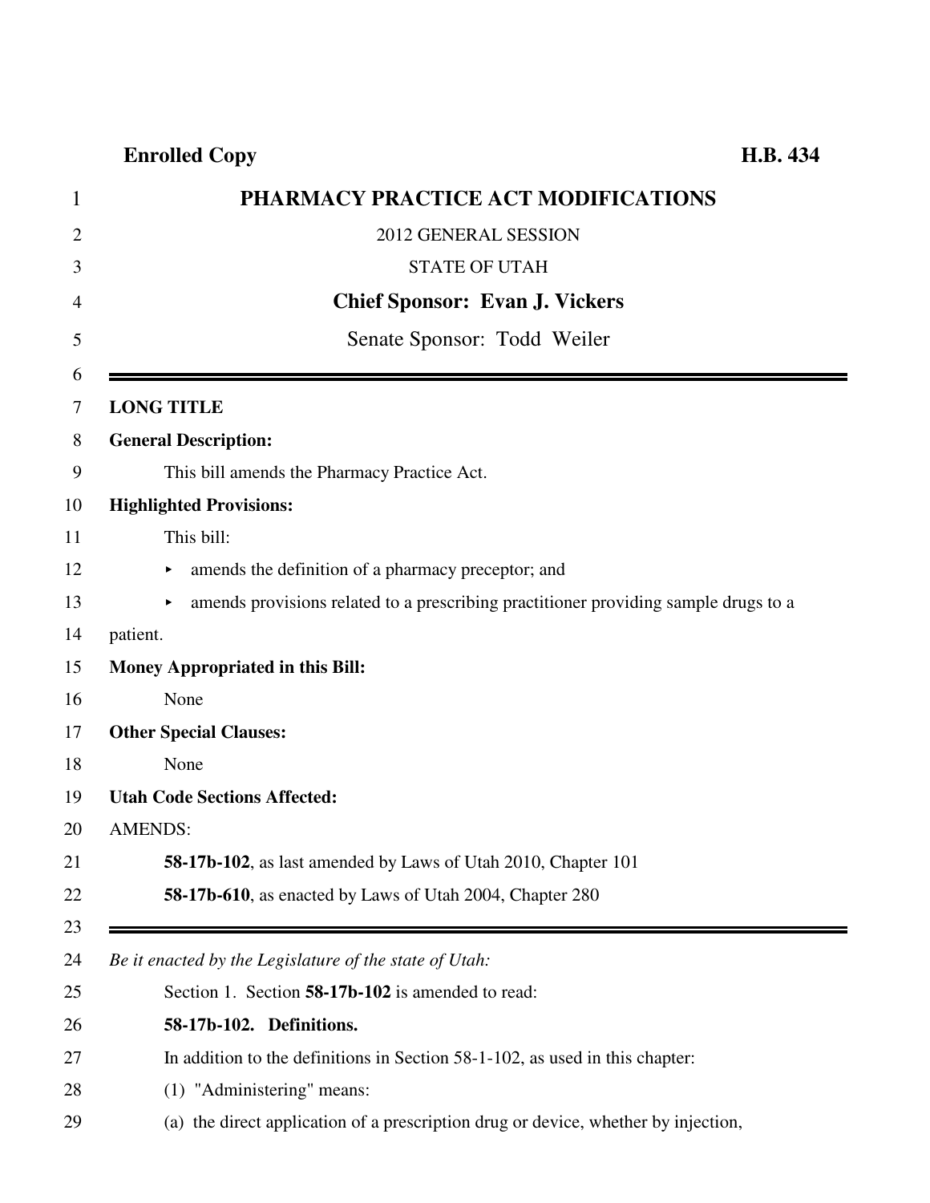**Enrolled Copy** **H.B. 434**

# PHARMACY PRACTICE ACT MODIFICATIONS

2012 GENERAL SESSION

STATE OF UTAH

**Chief Sponsor: Evan J. Vickers**

Senate Sponsor: Todd Weiler

---

**LONG TITLE**

**General Description:**

This bill amends the Pharmacy Practice Act.

**Highlighted Provisions:**

This bill:

- amends the definition of a pharmacy preceptor; and
- amends provisions related to a prescribing practitioner providing sample drugs to a patient.

**Money Appropriated in this Bill:**

None

**Other Special Clauses:**

None

**Utah Code Sections Affected:**

AMENDS:

**58-17b-102**, as last amended by Laws of Utah 2010, Chapter 101

**58-17b-610**, as enacted by Laws of Utah 2004, Chapter 280

---

*Be it enacted by the Legislature of the state of Utah:*

Section 1. Section **58-17b-102** is amended to read:

**58-17b-102. Definitions.**

In addition to the definitions in Section 58-1-102, as used in this chapter:

(1) "Administering" means:

(a) the direct application of a prescription drug or device, whether by injection,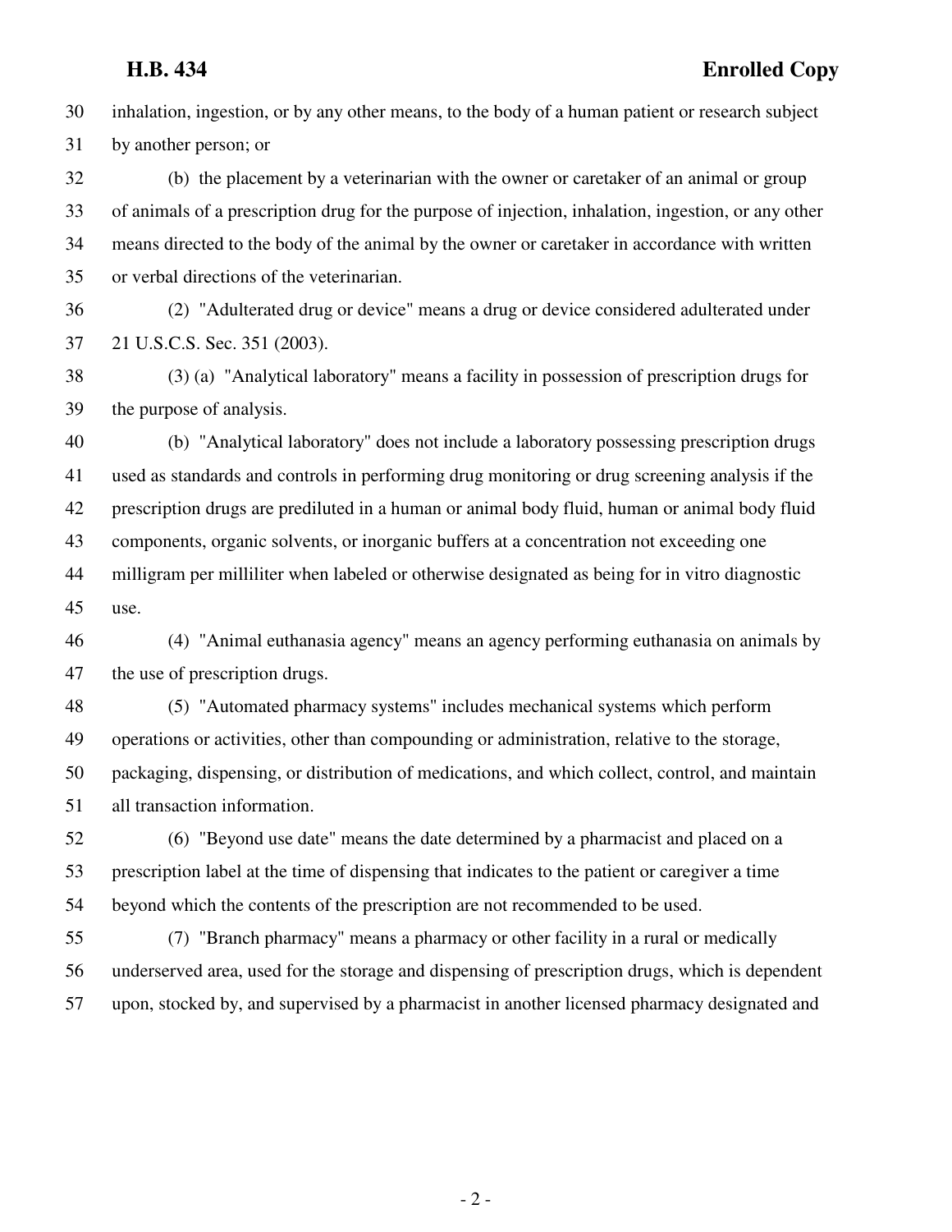inhalation, ingestion, or by any other means, to the body of a human patient or research subject by another person; or

(b) the placement by a veterinarian with the owner or caretaker of an animal or group of animals of a prescription drug for the purpose of injection, inhalation, ingestion, or any other means directed to the body of the animal by the owner or caretaker in accordance with written or verbal directions of the veterinarian.

(2) "Adulterated drug or device" means a drug or device considered adulterated under 21 U.S.C.S. Sec. 351 (2003).

(3) (a) "Analytical laboratory" means a facility in possession of prescription drugs for the purpose of analysis.

(b) "Analytical laboratory" does not include a laboratory possessing prescription drugs used as standards and controls in performing drug monitoring or drug screening analysis if the prescription drugs are prediluted in a human or animal body fluid, human or animal body fluid components, organic solvents, or inorganic buffers at a concentration not exceeding one milligram per milliliter when labeled or otherwise designated as being for in vitro diagnostic use.

(4) "Animal euthanasia agency" means an agency performing euthanasia on animals by the use of prescription drugs.

(5) "Automated pharmacy systems" includes mechanical systems which perform operations or activities, other than compounding or administration, relative to the storage, packaging, dispensing, or distribution of medications, and which collect, control, and maintain all transaction information.

(6) "Beyond use date" means the date determined by a pharmacist and placed on a prescription label at the time of dispensing that indicates to the patient or caregiver a time beyond which the contents of the prescription are not recommended to be used.

(7) "Branch pharmacy" means a pharmacy or other facility in a rural or medically underserved area, used for the storage and dispensing of prescription drugs, which is dependent upon, stocked by, and supervised by a pharmacist in another licensed pharmacy designated and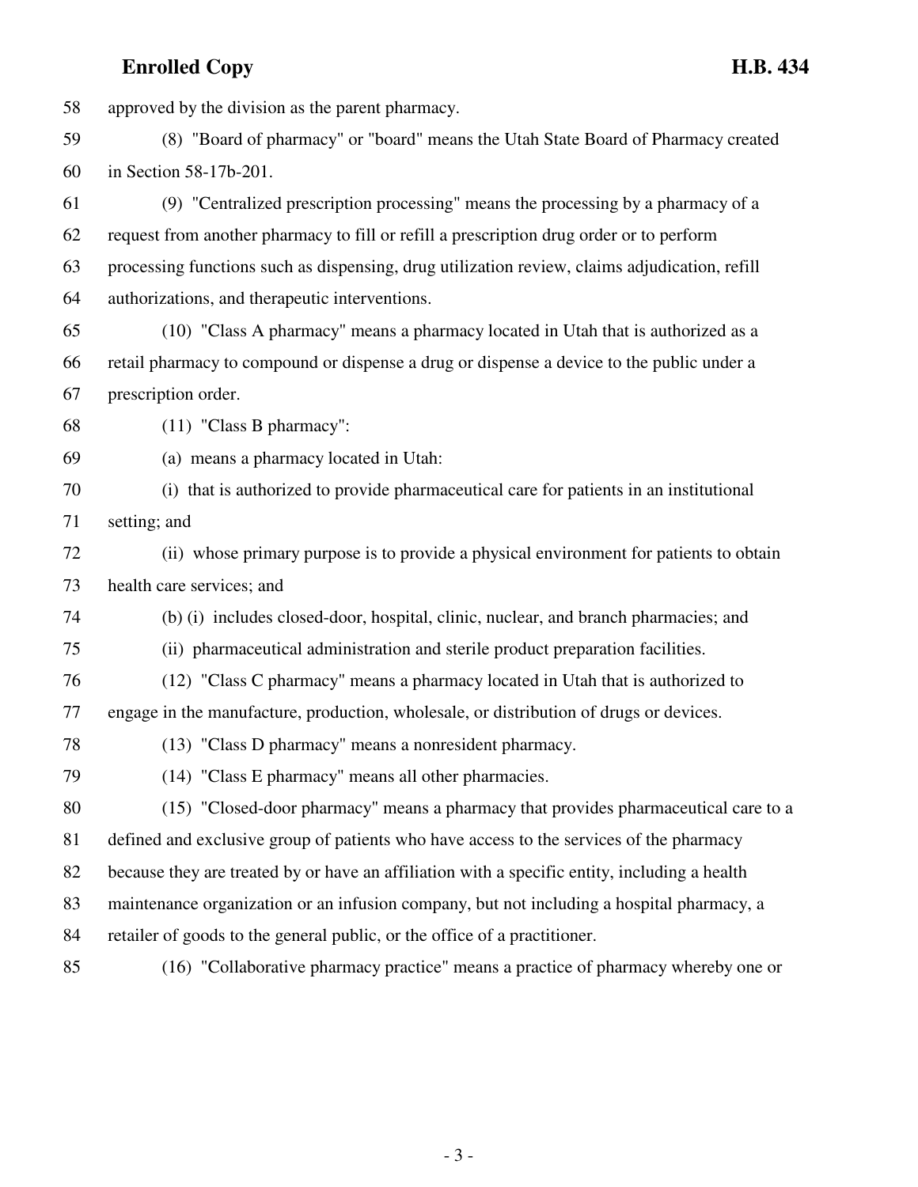approved by the division as the parent pharmacy.

(8) "Board of pharmacy" or "board" means the Utah State Board of Pharmacy created in Section 58-17b-201.

(9) "Centralized prescription processing" means the processing by a pharmacy of a request from another pharmacy to fill or refill a prescription drug order or to perform processing functions such as dispensing, drug utilization review, claims adjudication, refill authorizations, and therapeutic interventions.

(10) "Class A pharmacy" means a pharmacy located in Utah that is authorized as a retail pharmacy to compound or dispense a drug or dispense a device to the public under a prescription order.

(11) "Class B pharmacy":

(a) means a pharmacy located in Utah:

(i) that is authorized to provide pharmaceutical care for patients in an institutional setting; and

(ii) whose primary purpose is to provide a physical environment for patients to obtain health care services; and

(b) (i) includes closed-door, hospital, clinic, nuclear, and branch pharmacies; and

(ii) pharmaceutical administration and sterile product preparation facilities.

(12) "Class C pharmacy" means a pharmacy located in Utah that is authorized to engage in the manufacture, production, wholesale, or distribution of drugs or devices.

(13) "Class D pharmacy" means a nonresident pharmacy.

(14) "Class E pharmacy" means all other pharmacies.

(15) "Closed-door pharmacy" means a pharmacy that provides pharmaceutical care to a defined and exclusive group of patients who have access to the services of the pharmacy because they are treated by or have an affiliation with a specific entity, including a health maintenance organization or an infusion company, but not including a hospital pharmacy, a retailer of goods to the general public, or the office of a practitioner.

(16) "Collaborative pharmacy practice" means a practice of pharmacy whereby one or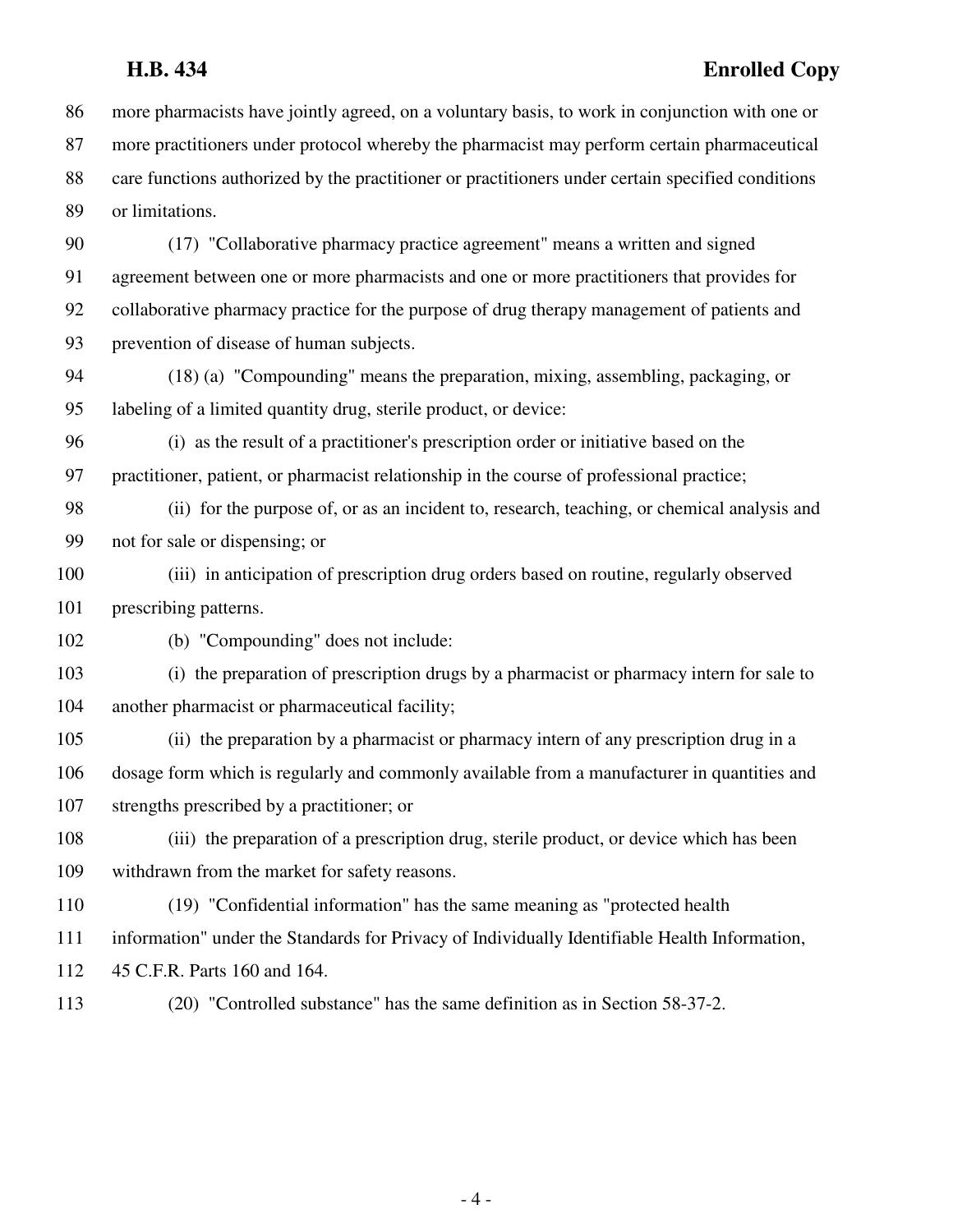more pharmacists have jointly agreed, on a voluntary basis, to work in conjunction with one or more practitioners under protocol whereby the pharmacist may perform certain pharmaceutical care functions authorized by the practitioner or practitioners under certain specified conditions or limitations.

(17) "Collaborative pharmacy practice agreement" means a written and signed agreement between one or more pharmacists and one or more practitioners that provides for collaborative pharmacy practice for the purpose of drug therapy management of patients and prevention of disease of human subjects.

(18) (a) "Compounding" means the preparation, mixing, assembling, packaging, or labeling of a limited quantity drug, sterile product, or device:

(i) as the result of a practitioner's prescription order or initiative based on the practitioner, patient, or pharmacist relationship in the course of professional practice;

(ii) for the purpose of, or as an incident to, research, teaching, or chemical analysis and not for sale or dispensing; or

(iii) in anticipation of prescription drug orders based on routine, regularly observed prescribing patterns.

(b) "Compounding" does not include:

(i) the preparation of prescription drugs by a pharmacist or pharmacy intern for sale to another pharmacist or pharmaceutical facility;

(ii) the preparation by a pharmacist or pharmacy intern of any prescription drug in a dosage form which is regularly and commonly available from a manufacturer in quantities and strengths prescribed by a practitioner; or

(iii) the preparation of a prescription drug, sterile product, or device which has been withdrawn from the market for safety reasons.

(19) "Confidential information" has the same meaning as "protected health information" under the Standards for Privacy of Individually Identifiable Health Information, 45 C.F.R. Parts 160 and 164.

(20) "Controlled substance" has the same definition as in Section 58-37-2.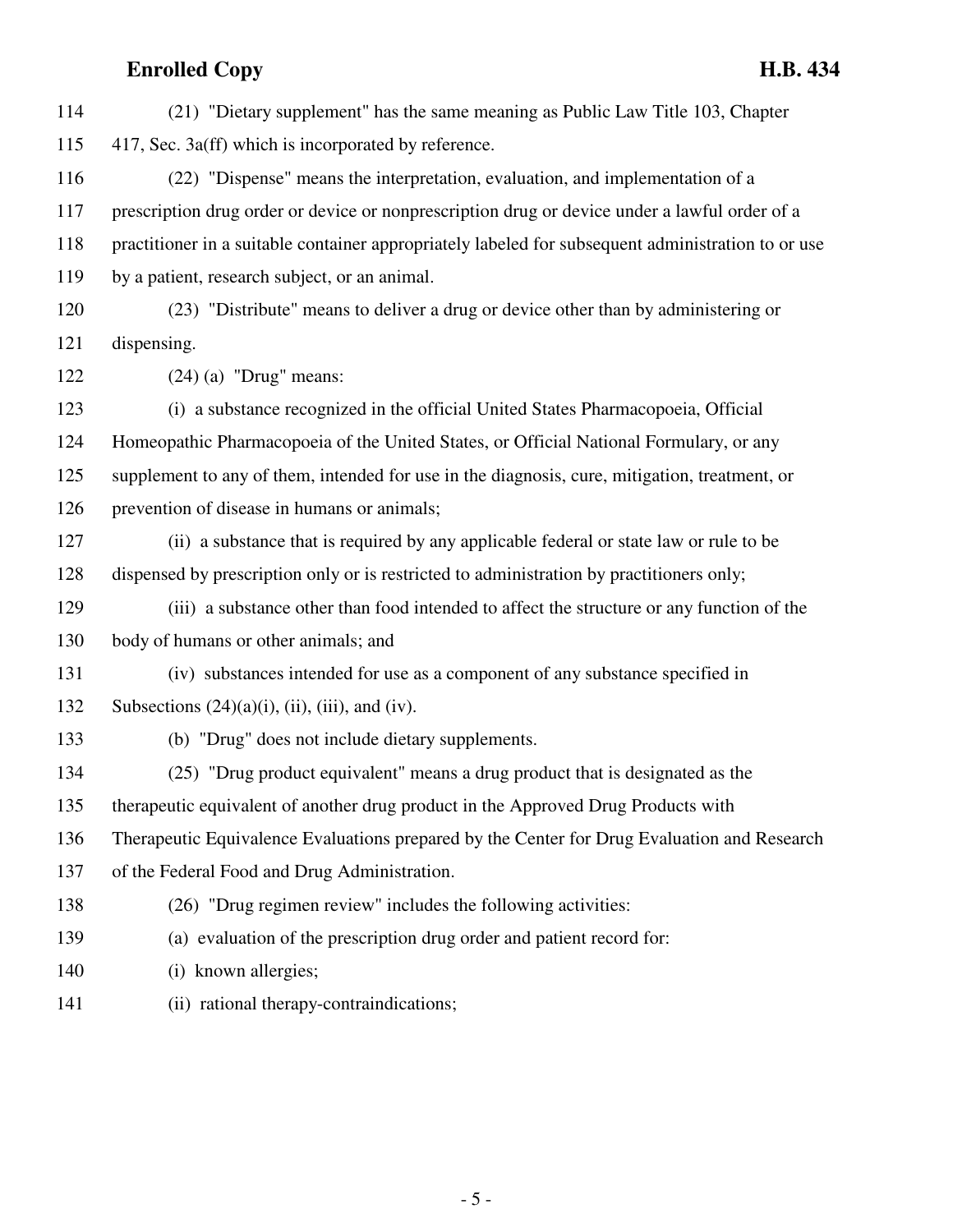(21) "Dietary supplement" has the same meaning as Public Law Title 103, Chapter 417, Sec. 3a(ff) which is incorporated by reference.

(22) "Dispense" means the interpretation, evaluation, and implementation of a prescription drug order or device or nonprescription drug or device under a lawful order of a practitioner in a suitable container appropriately labeled for subsequent administration to or use by a patient, research subject, or an animal.

(23) "Distribute" means to deliver a drug or device other than by administering or dispensing.

(24) (a) "Drug" means:

(i) a substance recognized in the official United States Pharmacopoeia, Official Homeopathic Pharmacopoeia of the United States, or Official National Formulary, or any supplement to any of them, intended for use in the diagnosis, cure, mitigation, treatment, or prevention of disease in humans or animals;

(ii) a substance that is required by any applicable federal or state law or rule to be dispensed by prescription only or is restricted to administration by practitioners only;

(iii) a substance other than food intended to affect the structure or any function of the body of humans or other animals; and

(iv) substances intended for use as a component of any substance specified in Subsections (24)(a)(i), (ii), (iii), and (iv).

(b) "Drug" does not include dietary supplements.

(25) "Drug product equivalent" means a drug product that is designated as the therapeutic equivalent of another drug product in the Approved Drug Products with Therapeutic Equivalence Evaluations prepared by the Center for Drug Evaluation and Research of the Federal Food and Drug Administration.

(26) "Drug regimen review" includes the following activities:

(a) evaluation of the prescription drug order and patient record for:

(i) known allergies;

(ii) rational therapy-contraindications;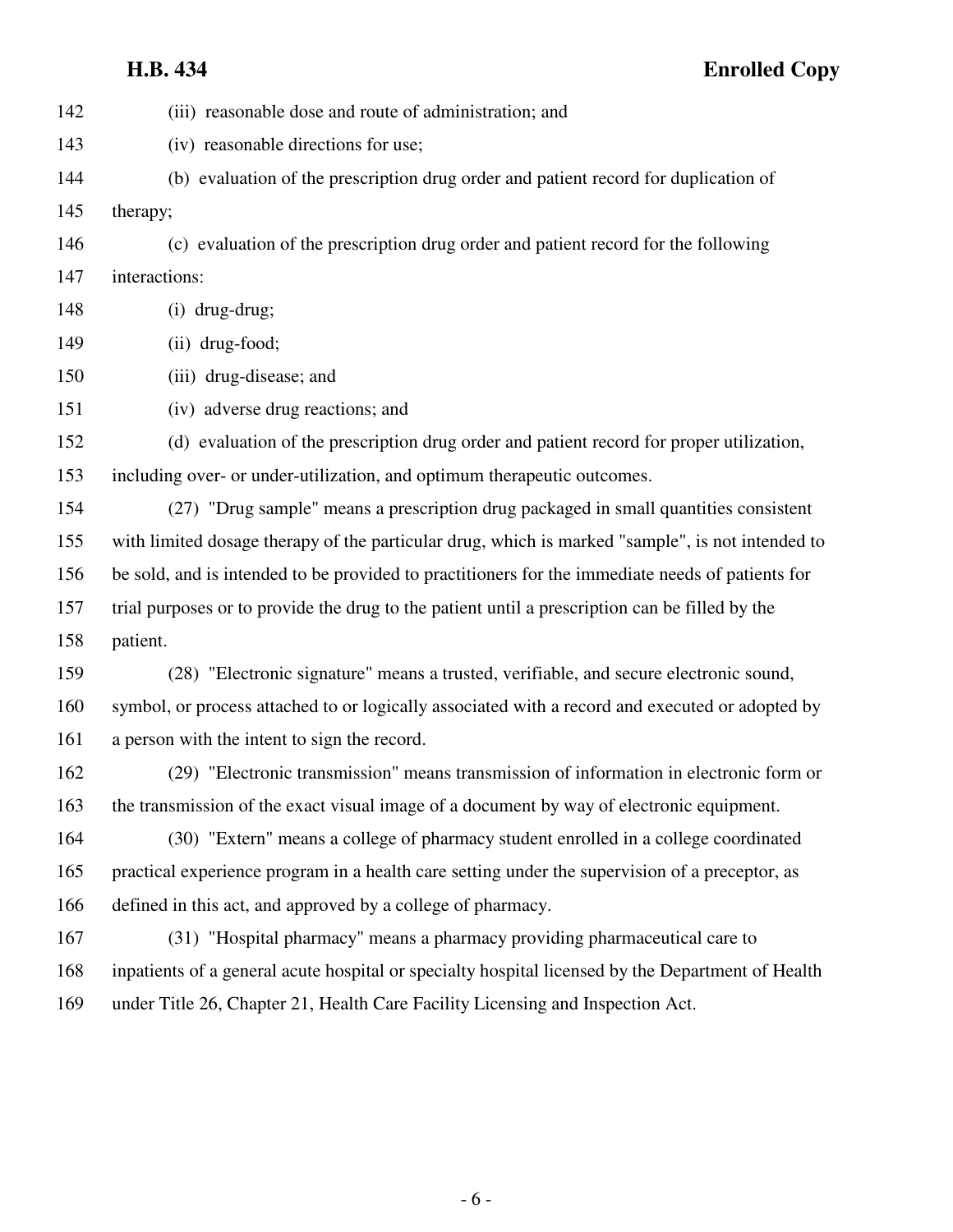(iii) reasonable dose and route of administration; and

(iv) reasonable directions for use;

(b) evaluation of the prescription drug order and patient record for duplication of therapy;

(c) evaluation of the prescription drug order and patient record for the following interactions:

(i) drug-drug;

(ii) drug-food;

(iii) drug-disease; and

(iv) adverse drug reactions; and

(d) evaluation of the prescription drug order and patient record for proper utilization, including over- or under-utilization, and optimum therapeutic outcomes.

(27) "Drug sample" means a prescription drug packaged in small quantities consistent with limited dosage therapy of the particular drug, which is marked "sample", is not intended to be sold, and is intended to be provided to practitioners for the immediate needs of patients for trial purposes or to provide the drug to the patient until a prescription can be filled by the patient.

(28) "Electronic signature" means a trusted, verifiable, and secure electronic sound, symbol, or process attached to or logically associated with a record and executed or adopted by a person with the intent to sign the record.

(29) "Electronic transmission" means transmission of information in electronic form or the transmission of the exact visual image of a document by way of electronic equipment.

(30) "Extern" means a college of pharmacy student enrolled in a college coordinated practical experience program in a health care setting under the supervision of a preceptor, as defined in this act, and approved by a college of pharmacy.

(31) "Hospital pharmacy" means a pharmacy providing pharmaceutical care to inpatients of a general acute hospital or specialty hospital licensed by the Department of Health under Title 26, Chapter 21, Health Care Facility Licensing and Inspection Act.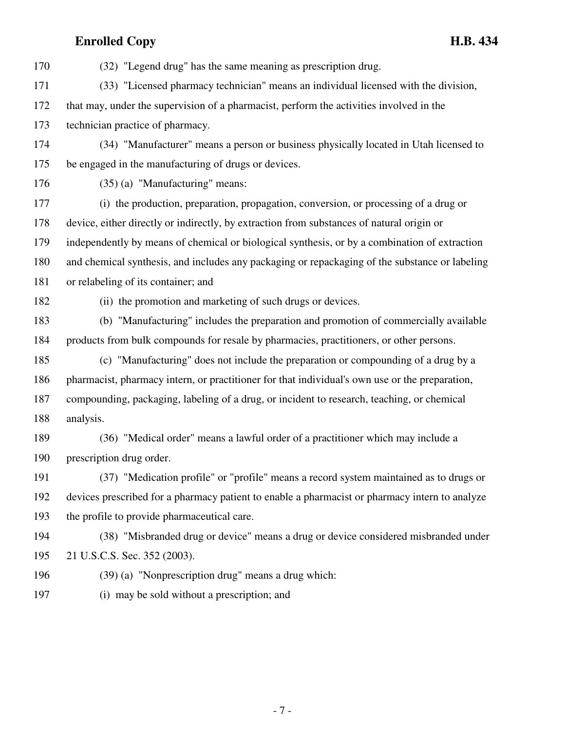(32) "Legend drug" has the same meaning as prescription drug.

(33) "Licensed pharmacy technician" means an individual licensed with the division, that may, under the supervision of a pharmacist, perform the activities involved in the technician practice of pharmacy.

(34) "Manufacturer" means a person or business physically located in Utah licensed to be engaged in the manufacturing of drugs or devices.

(35) (a) "Manufacturing" means:

(i) the production, preparation, propagation, conversion, or processing of a drug or device, either directly or indirectly, by extraction from substances of natural origin or independently by means of chemical or biological synthesis, or by a combination of extraction and chemical synthesis, and includes any packaging or repackaging of the substance or labeling or relabeling of its container; and

(ii) the promotion and marketing of such drugs or devices.

(b) "Manufacturing" includes the preparation and promotion of commercially available products from bulk compounds for resale by pharmacies, practitioners, or other persons.

(c) "Manufacturing" does not include the preparation or compounding of a drug by a pharmacist, pharmacy intern, or practitioner for that individual's own use or the preparation, compounding, packaging, labeling of a drug, or incident to research, teaching, or chemical analysis.

(36) "Medical order" means a lawful order of a practitioner which may include a prescription drug order.

(37) "Medication profile" or "profile" means a record system maintained as to drugs or devices prescribed for a pharmacy patient to enable a pharmacist or pharmacy intern to analyze the profile to provide pharmaceutical care.

(38) "Misbranded drug or device" means a drug or device considered misbranded under 21 U.S.C.S. Sec. 352 (2003).

(39) (a) "Nonprescription drug" means a drug which:

(i) may be sold without a prescription; and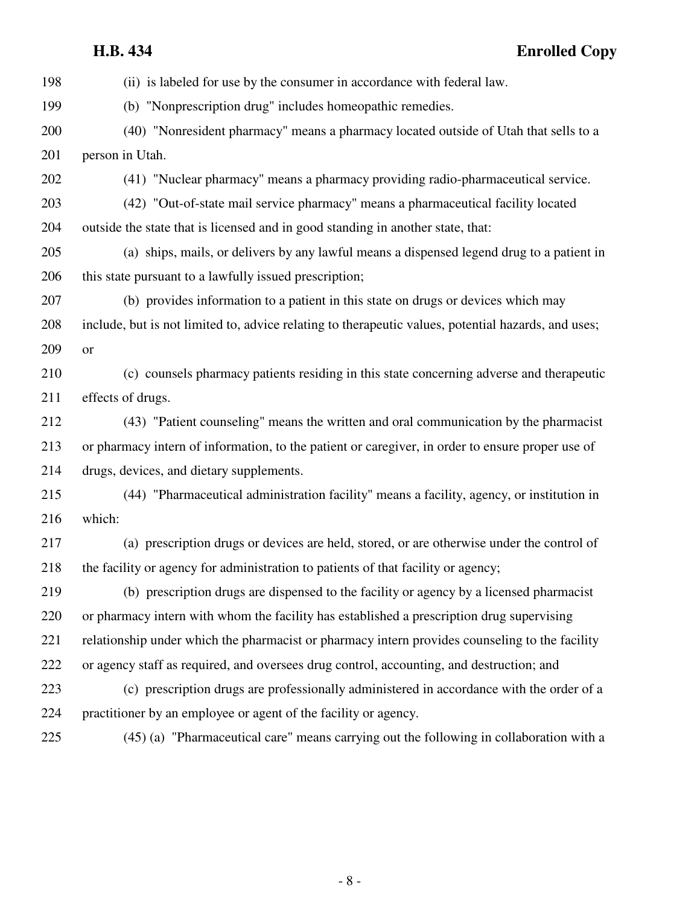(ii) is labeled for use by the consumer in accordance with federal law.

(b) "Nonprescription drug" includes homeopathic remedies.

(40) "Nonresident pharmacy" means a pharmacy located outside of Utah that sells to a person in Utah.

(41) "Nuclear pharmacy" means a pharmacy providing radio-pharmaceutical service.

(42) "Out-of-state mail service pharmacy" means a pharmaceutical facility located outside the state that is licensed and in good standing in another state, that:

(a) ships, mails, or delivers by any lawful means a dispensed legend drug to a patient in this state pursuant to a lawfully issued prescription;

(b) provides information to a patient in this state on drugs or devices which may include, but is not limited to, advice relating to therapeutic values, potential hazards, and uses; or

(c) counsels pharmacy patients residing in this state concerning adverse and therapeutic effects of drugs.

(43) "Patient counseling" means the written and oral communication by the pharmacist or pharmacy intern of information, to the patient or caregiver, in order to ensure proper use of drugs, devices, and dietary supplements.

(44) "Pharmaceutical administration facility" means a facility, agency, or institution in which:

(a) prescription drugs or devices are held, stored, or are otherwise under the control of the facility or agency for administration to patients of that facility or agency;

(b) prescription drugs are dispensed to the facility or agency by a licensed pharmacist or pharmacy intern with whom the facility has established a prescription drug supervising relationship under which the pharmacist or pharmacy intern provides counseling to the facility or agency staff as required, and oversees drug control, accounting, and destruction; and

(c) prescription drugs are professionally administered in accordance with the order of a practitioner by an employee or agent of the facility or agency.

(45) (a) "Pharmaceutical care" means carrying out the following in collaboration with a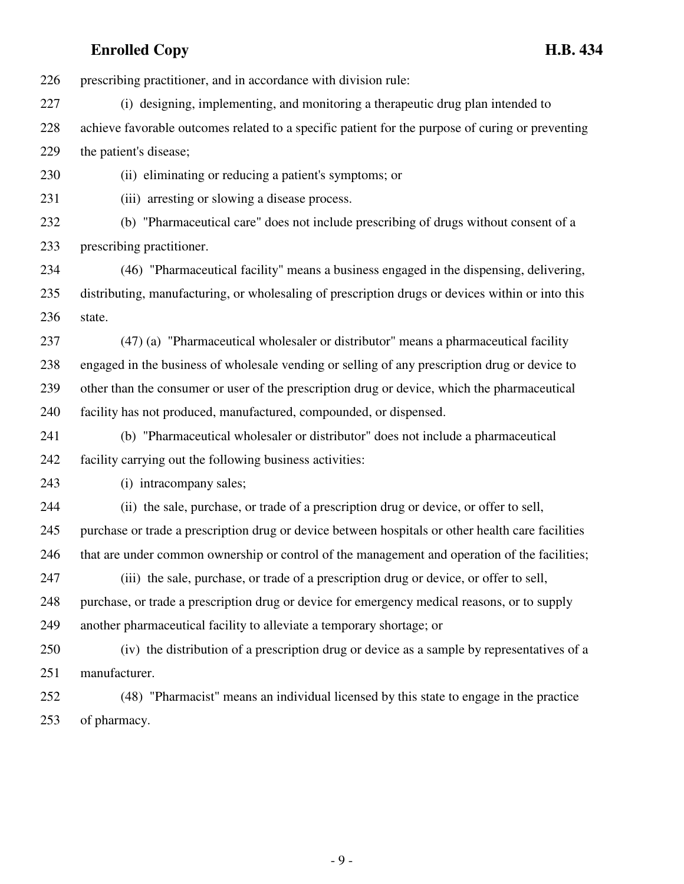prescribing practitioner, and in accordance with division rule:

(i) designing, implementing, and monitoring a therapeutic drug plan intended to achieve favorable outcomes related to a specific patient for the purpose of curing or preventing the patient's disease;

(ii) eliminating or reducing a patient's symptoms; or

(iii) arresting or slowing a disease process.

(b) "Pharmaceutical care" does not include prescribing of drugs without consent of a prescribing practitioner.

(46) "Pharmaceutical facility" means a business engaged in the dispensing, delivering, distributing, manufacturing, or wholesaling of prescription drugs or devices within or into this state.

(47) (a) "Pharmaceutical wholesaler or distributor" means a pharmaceutical facility engaged in the business of wholesale vending or selling of any prescription drug or device to other than the consumer or user of the prescription drug or device, which the pharmaceutical facility has not produced, manufactured, compounded, or dispensed.

(b) "Pharmaceutical wholesaler or distributor" does not include a pharmaceutical facility carrying out the following business activities:

(i) intracompany sales;

(ii) the sale, purchase, or trade of a prescription drug or device, or offer to sell, purchase or trade a prescription drug or device between hospitals or other health care facilities that are under common ownership or control of the management and operation of the facilities;

(iii) the sale, purchase, or trade of a prescription drug or device, or offer to sell, purchase, or trade a prescription drug or device for emergency medical reasons, or to supply another pharmaceutical facility to alleviate a temporary shortage; or

(iv) the distribution of a prescription drug or device as a sample by representatives of a manufacturer.

(48) "Pharmacist" means an individual licensed by this state to engage in the practice of pharmacy.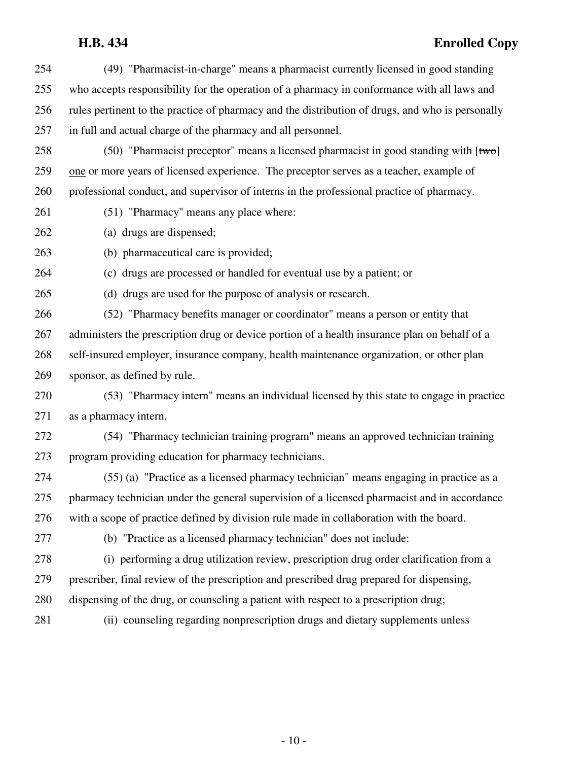(49) "Pharmacist-in-charge" means a pharmacist currently licensed in good standing who accepts responsibility for the operation of a pharmacy in conformance with all laws and rules pertinent to the practice of pharmacy and the distribution of drugs, and who is personally in full and actual charge of the pharmacy and all personnel.

(50) "Pharmacist preceptor" means a licensed pharmacist in good standing with [~~two~~] one or more years of licensed experience. The preceptor serves as a teacher, example of professional conduct, and supervisor of interns in the professional practice of pharmacy.

(51) "Pharmacy" means any place where:

(a) drugs are dispensed;

(b) pharmaceutical care is provided;

(c) drugs are processed or handled for eventual use by a patient; or

(d) drugs are used for the purpose of analysis or research.

(52) "Pharmacy benefits manager or coordinator" means a person or entity that administers the prescription drug or device portion of a health insurance plan on behalf of a self-insured employer, insurance company, health maintenance organization, or other plan sponsor, as defined by rule.

(53) "Pharmacy intern" means an individual licensed by this state to engage in practice as a pharmacy intern.

(54) "Pharmacy technician training program" means an approved technician training program providing education for pharmacy technicians.

(55) (a) "Practice as a licensed pharmacy technician" means engaging in practice as a pharmacy technician under the general supervision of a licensed pharmacist and in accordance with a scope of practice defined by division rule made in collaboration with the board.

(b) "Practice as a licensed pharmacy technician" does not include:

(i) performing a drug utilization review, prescription drug order clarification from a prescriber, final review of the prescription and prescribed drug prepared for dispensing, dispensing of the drug, or counseling a patient with respect to a prescription drug;

(ii) counseling regarding nonprescription drugs and dietary supplements unless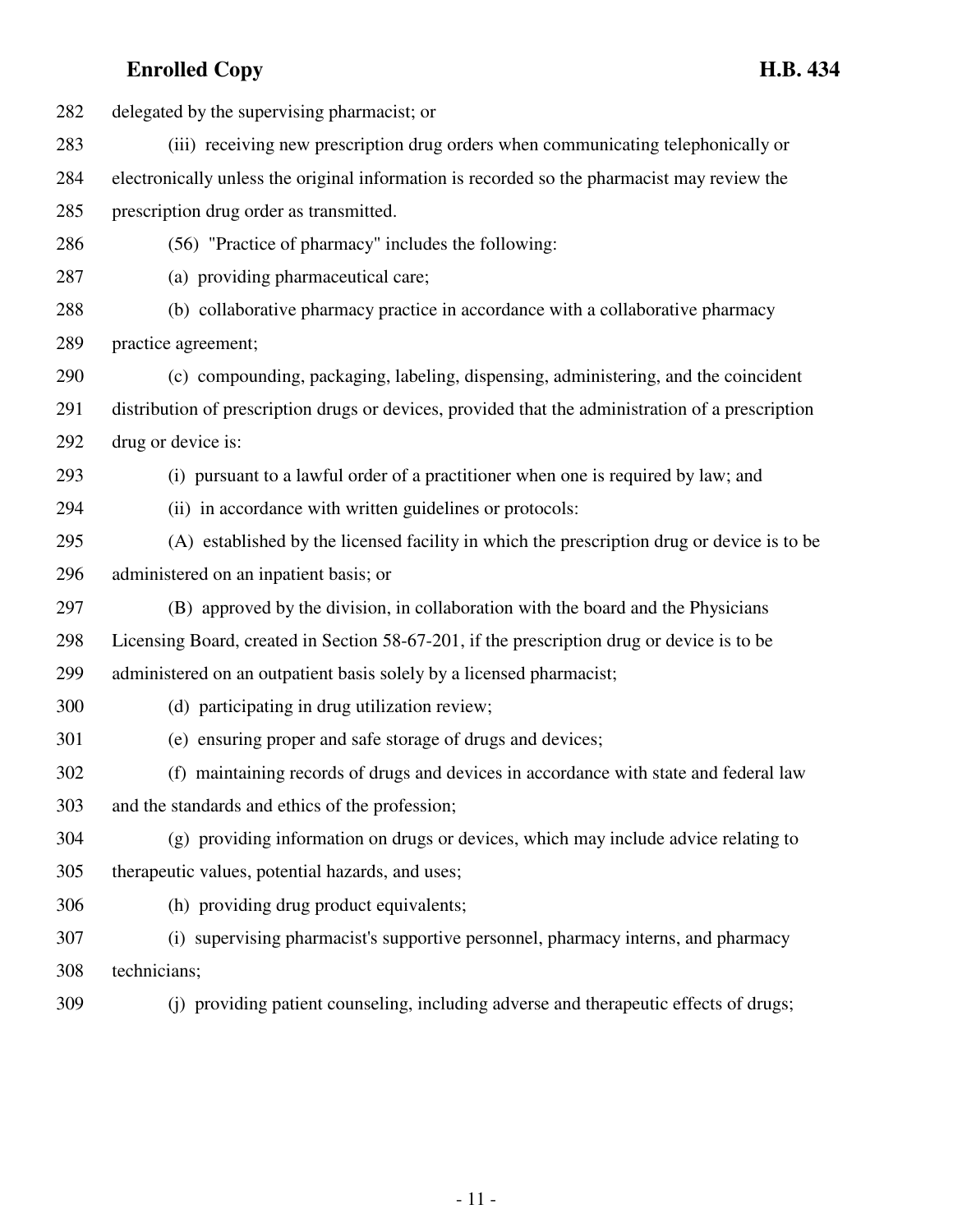delegated by the supervising pharmacist; or

(iii) receiving new prescription drug orders when communicating telephonically or electronically unless the original information is recorded so the pharmacist may review the prescription drug order as transmitted.

(56) "Practice of pharmacy" includes the following:

(a) providing pharmaceutical care;

(b) collaborative pharmacy practice in accordance with a collaborative pharmacy practice agreement;

(c) compounding, packaging, labeling, dispensing, administering, and the coincident distribution of prescription drugs or devices, provided that the administration of a prescription drug or device is:

(i) pursuant to a lawful order of a practitioner when one is required by law; and

(ii) in accordance with written guidelines or protocols:

(A) established by the licensed facility in which the prescription drug or device is to be administered on an inpatient basis; or

(B) approved by the division, in collaboration with the board and the Physicians Licensing Board, created in Section 58-67-201, if the prescription drug or device is to be administered on an outpatient basis solely by a licensed pharmacist;

(d) participating in drug utilization review;

(e) ensuring proper and safe storage of drugs and devices;

(f) maintaining records of drugs and devices in accordance with state and federal law and the standards and ethics of the profession;

(g) providing information on drugs or devices, which may include advice relating to therapeutic values, potential hazards, and uses;

(h) providing drug product equivalents;

(i) supervising pharmacist's supportive personnel, pharmacy interns, and pharmacy technicians;

(j) providing patient counseling, including adverse and therapeutic effects of drugs;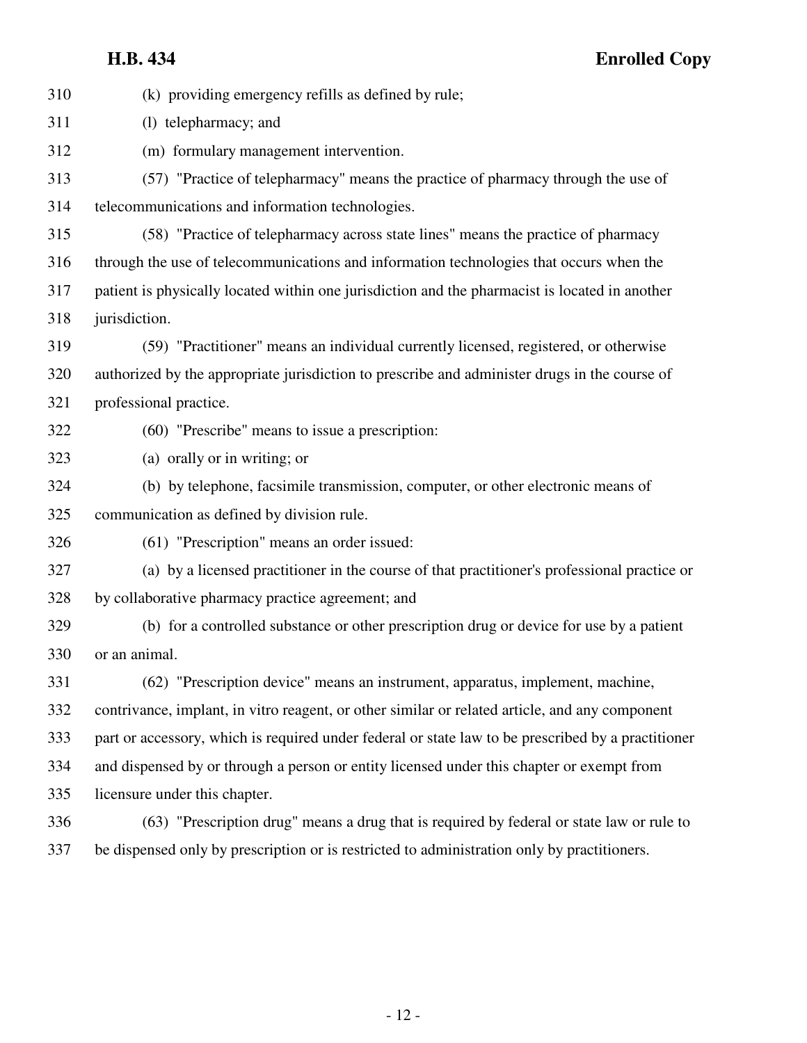(k) providing emergency refills as defined by rule;

(l) telepharmacy; and

(m) formulary management intervention.

(57) "Practice of telepharmacy" means the practice of pharmacy through the use of telecommunications and information technologies.

(58) "Practice of telepharmacy across state lines" means the practice of pharmacy through the use of telecommunications and information technologies that occurs when the patient is physically located within one jurisdiction and the pharmacist is located in another jurisdiction.

(59) "Practitioner" means an individual currently licensed, registered, or otherwise authorized by the appropriate jurisdiction to prescribe and administer drugs in the course of professional practice.

(60) "Prescribe" means to issue a prescription:

(a) orally or in writing; or

(b) by telephone, facsimile transmission, computer, or other electronic means of communication as defined by division rule.

(61) "Prescription" means an order issued:

(a) by a licensed practitioner in the course of that practitioner's professional practice or by collaborative pharmacy practice agreement; and

(b) for a controlled substance or other prescription drug or device for use by a patient or an animal.

(62) "Prescription device" means an instrument, apparatus, implement, machine, contrivance, implant, in vitro reagent, or other similar or related article, and any component part or accessory, which is required under federal or state law to be prescribed by a practitioner and dispensed by or through a person or entity licensed under this chapter or exempt from licensure under this chapter.

(63) "Prescription drug" means a drug that is required by federal or state law or rule to be dispensed only by prescription or is restricted to administration only by practitioners.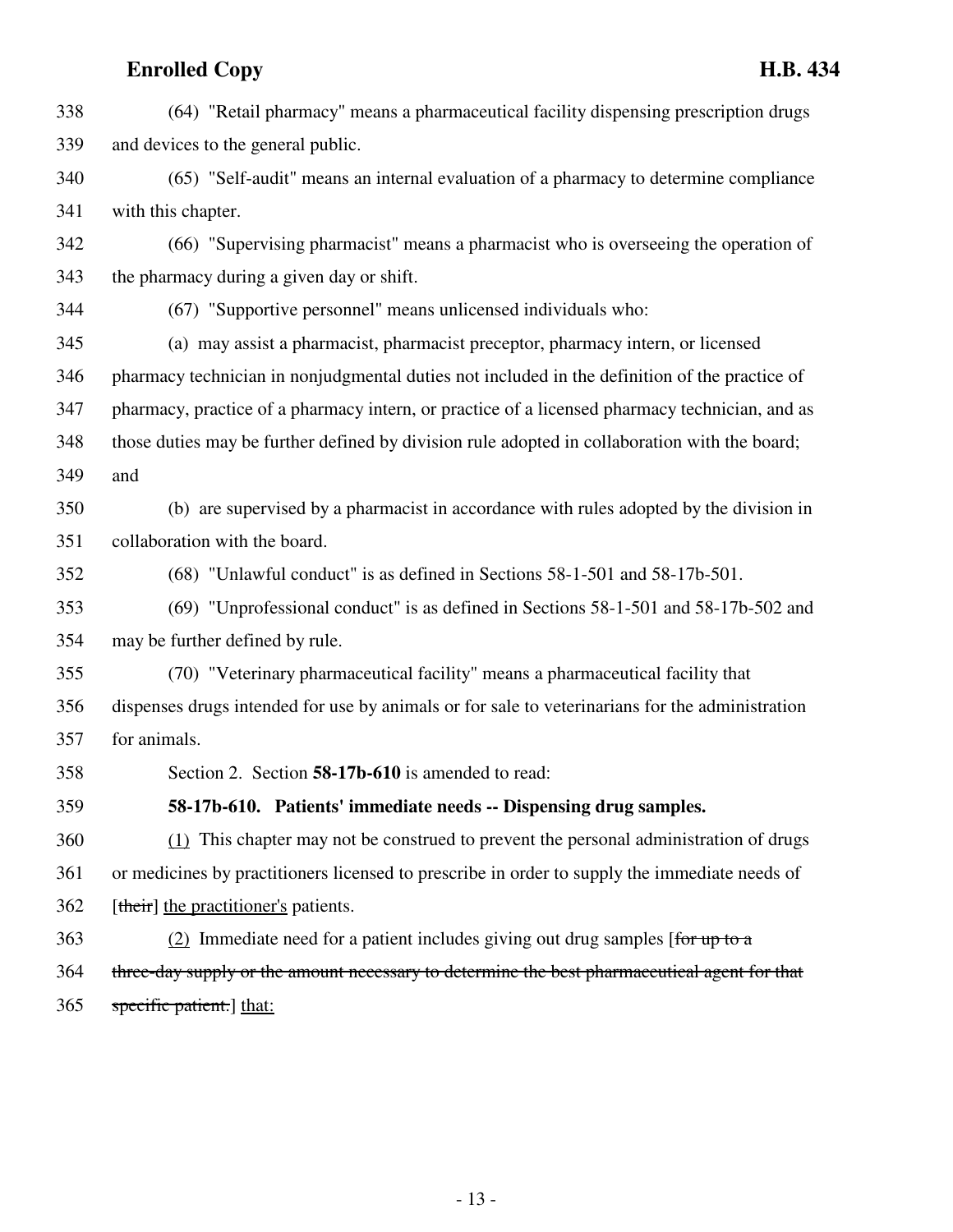(64) "Retail pharmacy" means a pharmaceutical facility dispensing prescription drugs and devices to the general public.

(65) "Self-audit" means an internal evaluation of a pharmacy to determine compliance with this chapter.

(66) "Supervising pharmacist" means a pharmacist who is overseeing the operation of the pharmacy during a given day or shift.

(67) "Supportive personnel" means unlicensed individuals who:

(a) may assist a pharmacist, pharmacist preceptor, pharmacy intern, or licensed pharmacy technician in nonjudgmental duties not included in the definition of the practice of pharmacy, practice of a pharmacy intern, or practice of a licensed pharmacy technician, and as those duties may be further defined by division rule adopted in collaboration with the board; and

(b) are supervised by a pharmacist in accordance with rules adopted by the division in collaboration with the board.

(68) "Unlawful conduct" is as defined in Sections 58-1-501 and 58-17b-501.

(69) "Unprofessional conduct" is as defined in Sections 58-1-501 and 58-17b-502 and may be further defined by rule.

(70) "Veterinary pharmaceutical facility" means a pharmaceutical facility that dispenses drugs intended for use by animals or for sale to veterinarians for the administration for animals.

Section 2. Section **58-17b-610** is amended to read:

**58-17b-610. Patients' immediate needs -- Dispensing drug samples.**

<u>(1)</u> This chapter may not be construed to prevent the personal administration of drugs or medicines by practitioners licensed to prescribe in order to supply the immediate needs of [~~their~~] <u>the practitioner's</u> patients.

<u>(2)</u> Immediate need for a patient includes giving out drug samples [~~for up to a three-day supply or the amount necessary to determine the best pharmaceutical agent for that specific patient.~~] <u>that:</u>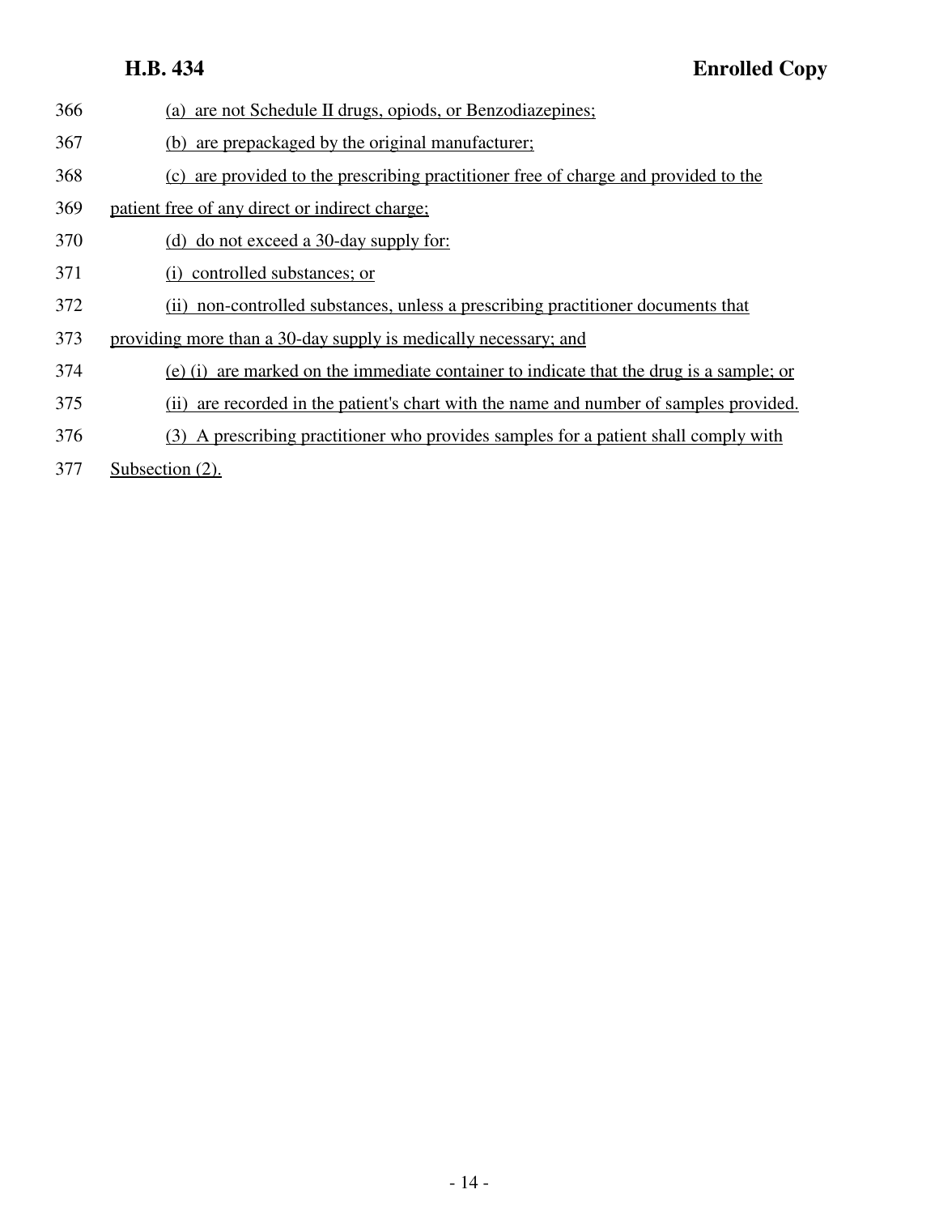(a) are not Schedule II drugs, opiods, or Benzodiazepines;

(b) are prepackaged by the original manufacturer;

(c) are provided to the prescribing practitioner free of charge and provided to the patient free of any direct or indirect charge;

(d) do not exceed a 30-day supply for:

(i) controlled substances; or

(ii) non-controlled substances, unless a prescribing practitioner documents that providing more than a 30-day supply is medically necessary; and

(e) (i) are marked on the immediate container to indicate that the drug is a sample; or

(ii) are recorded in the patient's chart with the name and number of samples provided.

(3) A prescribing practitioner who provides samples for a patient shall comply with Subsection (2).